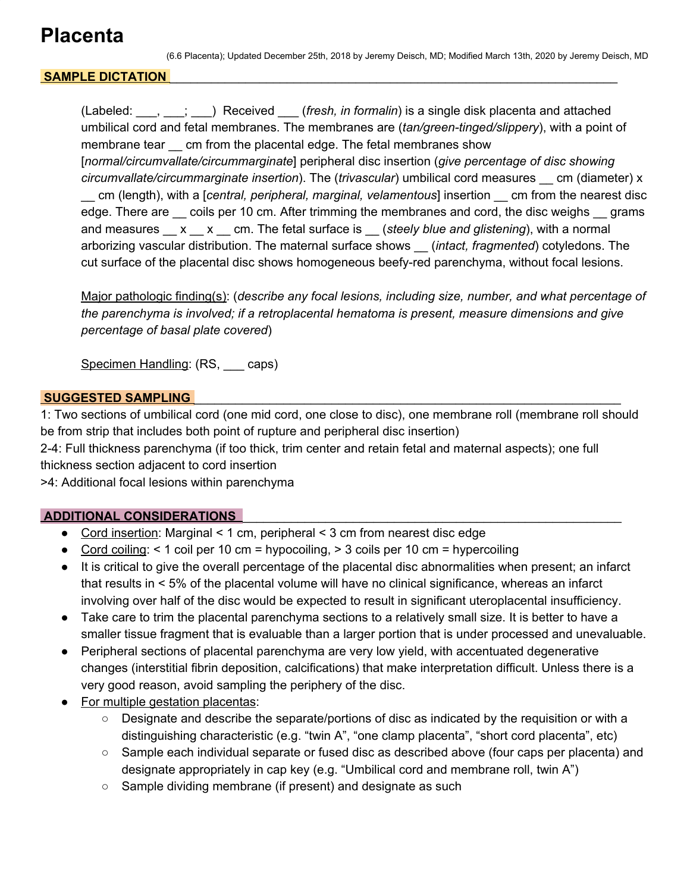# Placenta

(6.6 Placenta); Updated December 25th, 2018 by Jeremy Deisch, MD; Modified March 13th, 2020 by Jeremy Deisch, MD

## SAMPLE DICTATION

(Labeled: ___, ___; ___) Received ___ (*fresh, in formalin*) is a single disk placenta and attached umbilical cord and fetal membranes. The membranes are (*tan/green-tinged/slippery*), with a point of membrane tear __ cm from the placental edge. The fetal membranes show [*normal/circumvallate/circummarginate*] peripheral disc insertion (*give percentage of disc showing circumvallate/circummarginate insertion*). The (*trivascular*) umbilical cord measures __ cm (diameter) x __ cm (length), with a [*central, peripheral, marginal, velamentous*] insertion __ cm from the nearest disc edge. There are __ coils per 10 cm. After trimming the membranes and cord, the disc weighs __ grams and measures __ x __ x __ cm. The fetal surface is __ (*steely blue and glistening*), with a normal arborizing vascular distribution. The maternal surface shows __ (*intact, fragmented*) cotyledons. The cut surface of the placental disc shows homogeneous beefy-red parenchyma, without focal lesions.

Major pathologic finding(s): (*describe any focal lesions, including size, number, and what percentage of the parenchyma is involved; if a retroplacental hematoma is present, measure dimensions and give percentage of basal plate covered*)

Specimen Handling: (RS, ___ caps)

## SUGGESTED SAMPLING

1: Two sections of umbilical cord (one mid cord, one close to disc), one membrane roll (membrane roll should be from strip that includes both point of rupture and peripheral disc insertion)
2-4: Full thickness parenchyma (if too thick, trim center and retain fetal and maternal aspects); one full thickness section adjacent to cord insertion
>4: Additional focal lesions within parenchyma

## ADDITIONAL CONSIDERATIONS

- Cord insertion: Marginal < 1 cm, peripheral < 3 cm from nearest disc edge
- Cord coiling: < 1 coil per 10 cm = hypocoiling, > 3 coils per 10 cm = hypercoiling
- It is critical to give the overall percentage of the placental disc abnormalities when present; an infarct that results in < 5% of the placental volume will have no clinical significance, whereas an infarct involving over half of the disc would be expected to result in significant uteroplacental insufficiency.
- Take care to trim the placental parenchyma sections to a relatively small size. It is better to have a smaller tissue fragment that is evaluable than a larger portion that is under processed and unevaluable.
- Peripheral sections of placental parenchyma are very low yield, with accentuated degenerative changes (interstitial fibrin deposition, calcifications) that make interpretation difficult. Unless there is a very good reason, avoid sampling the periphery of the disc.
- For multiple gestation placentas:
  - Designate and describe the separate/portions of disc as indicated by the requisition or with a distinguishing characteristic (e.g. "twin A", "one clamp placenta", "short cord placenta", etc)
  - Sample each individual separate or fused disc as described above (four caps per placenta) and designate appropriately in cap key (e.g. "Umbilical cord and membrane roll, twin A")
  - Sample dividing membrane (if present) and designate as such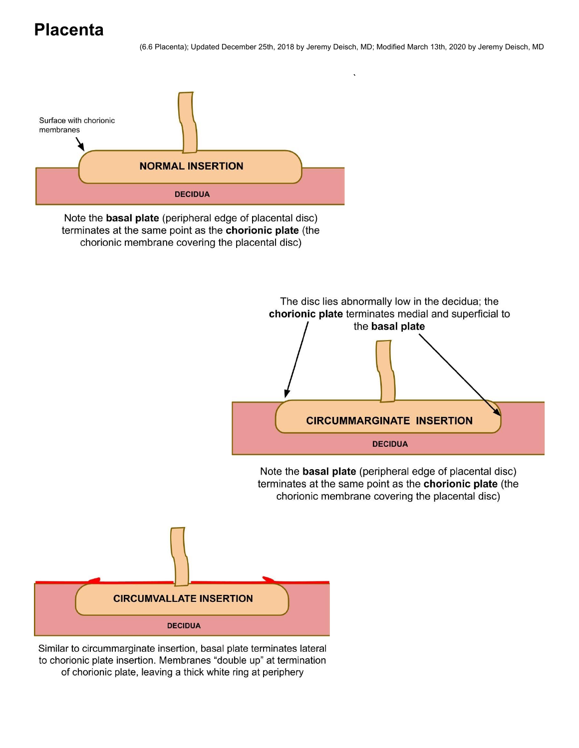# Placenta

(6.6 Placenta); Updated December 25th, 2018 by Jeremy Deisch, MD; Modified March 13th, 2020 by Jeremy Deisch, MD

Surface with chorionic membranes

NORMAL INSERTION

DECIDUA

Note the **basal plate** (peripheral edge of placental disc) terminates at the same point as the **chorionic plate** (the chorionic membrane covering the placental disc)

The disc lies abnormally low in the decidua; the **chorionic plate** terminates medial and superficial to the **basal plate**

CIRCUMMARGINATE INSERTION

DECIDUA

Note the **basal plate** (peripheral edge of placental disc) terminates at the same point as the **chorionic plate** (the chorionic membrane covering the placental disc)

CIRCUMVALLATE INSERTION

DECIDUA

Similar to circummarginate insertion, basal plate terminates lateral to chorionic plate insertion. Membranes "double up" at termination of chorionic plate, leaving a thick white ring at periphery